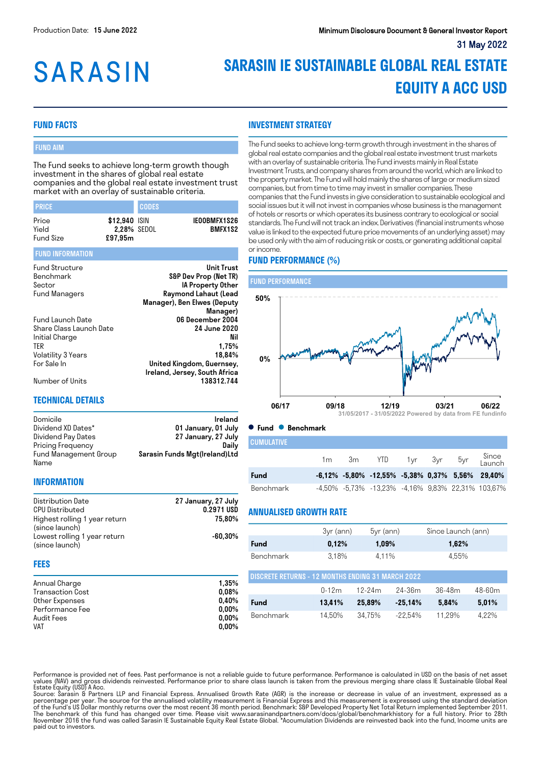Production Date: **15 June 2022**

**Minimum Disclosure Document & General Investor Report**

**31 May 2022**

# SARASIN

# SARASIN IE SUSTAINABLE GLOBAL REAL ESTATE EQUITY A ACC USD

## FUND FACTS

### FUND AIM

The Fund seeks to achieve long-term growth though investment in the shares of global real estate companies and the global real estate investment trust market with an overlay of sustainable criteria.

| PRICE | | CODES | |
|---|---|---|---|
| Price | $12,940 | ISIN | IE00BMFX1S26 |
| Yield | 2,28% | SEDOL | BMFX1S2 |
| Fund Size | £97,95m | | |

### FUND INFORMATION

| | |
|---|---|
| Fund Structure | Unit Trust |
| Benchmark | S&P Dev Prop (Net TR) |
| Sector | IA Property Other |
| Fund Managers | Raymond Lahaut (Lead Manager), Ben Elwes (Deputy Manager) |
| Fund Launch Date | 06 December 2004 |
| Share Class Launch Date | 24 June 2020 |
| Initial Charge | Nil |
| TER | 1,75% |
| Volatility 3 Years | 18,84% |
| For Sale In | United Kingdom, Guernsey, Ireland, Jersey, South Africa |
| Number of Units | 138312.744 |

## TECHNICAL DETAILS

| | |
|---|---|
| Domicile | Ireland |
| Dividend XD Dates* | 01 January, 01 July |
| Dividend Pay Dates | 27 January, 27 July |
| Pricing Frequency | Daily |
| Fund Management Group Name | Sarasin Funds Mgt(Ireland)Ltd |

## INFORMATION

| | |
|---|---|
| Distribution Date | 27 January, 27 July |
| CPU Distributed | 0.2971 USD |
| Highest rolling 1 year return (since launch) | 75,80% |
| Lowest rolling 1 year return (since launch) | -60,30% |

## FEES

| | |
|---|---|
| Annual Charge | 1,35% |
| Transaction Cost | 0,08% |
| Other Expenses | 0,40% |
| Performance Fee | 0,00% |
| Audit Fees | 0,00% |
| VAT | 0,00% |

## INVESTMENT STRATEGY

The Fund seeks to achieve long-term growth through investment in the shares of global real estate companies and the global real estate investment trust markets with an overlay of sustainable criteria. The Fund invests mainly in Real Estate Investment Trusts, and company shares from around the world, which are linked to the property market. The Fund will hold mainly the shares of large or medium sized companies, but from time to time may invest in smaller companies. These companies that the Fund invests in give consideration to sustainable ecological and social issues but it will not invest in companies whose business is the management of hotels or resorts or which operates its business contrary to ecological or social standards. The Fund will not track an index. Derivatives (financial instruments whose value is linked to the expected future price movements of an underlying asset) may be used only with the aim of reducing risk or costs, or generating additional capital or income.

## FUND PERFORMANCE (%)

### FUND PERFORMANCE

31/05/2017 - 31/05/2022 Powered by data from FE fundinfo

● Fund ● Benchmark

### CUMULATIVE

| | 1m | 3m | YTD | 1yr | 3yr | 5yr | Since Launch |
|---|---|---|---|---|---|---|---|
| **Fund** | **-6,12%** | **-5,80%** | **-12,55%** | **-5,38%** | **0,37%** | **5,56%** | **29,40%** |
| Benchmark | -4,50% | -5,73% | -13,23% | -4,16% | 9,83% | 22,31% | 103,67% |

## ANNUALISED GROWTH RATE

| | 3yr (ann) | 5yr (ann) | Since Launch (ann) |
|---|---|---|---|
| **Fund** | **0,12%** | **1,09%** | **1,62%** |
| Benchmark | 3,18% | 4,11% | 4,55% |

### DISCRETE RETURNS - 12 MONTHS ENDING 31 MARCH 2022

| | 0-12m | 12-24m | 24-36m | 36-48m | 48-60m |
|---|---|---|---|---|---|
| **Fund** | **13,41%** | **25,89%** | **-25,14%** | **5,84%** | **5,01%** |
| Benchmark | 14,50% | 34,75% | -22,54% | 11,29% | 4,22% |

Performance is provided net of fees. Past performance is not a reliable guide to future performance. Performance is calculated in USD on the basis of net asset values (NAV) and gross dividends reinvested. Performance prior to share class launch is taken from the previous merging share class IE Sustainable Global Real Estate Equity (USD) A Acc.
Source: Sarasin & Partners LLP and Financial Express. Annualised Growth Rate (AGR) is the increase or decrease in value of an investment, expressed as a percentage per year. The source for the annualised volatility measurement is Financial Express and this measurement is expressed using the standard deviation of the Fund's US Dollar monthly returns over the most recent 36 month period. Benchmark: S&P Developed Property Net Total Return implemented September 2011. The benchmark of this fund has changed over time. Please visit www.sarasinandpartners.com/docs/global/benchmarkhistory for a full history. Prior to 28th November 2016 the fund was called Sarasin IE Sustainable Equity Real Estate Global. *Accumulation Dividends are reinvested back into the fund, Income units are paid out to investors.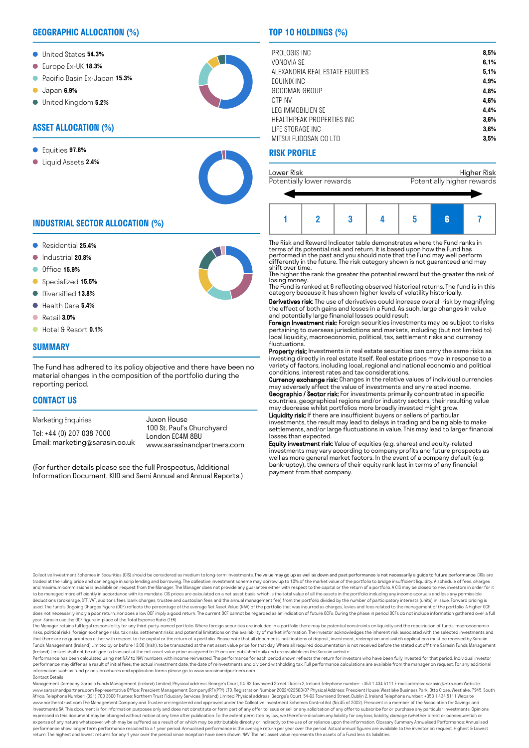## GEOGRAPHIC ALLOCATION (%)

- United States **54.3%**
- Europe Ex-UK **18.3%**
- Pacific Basin Ex-Japan **15.3%**
- Japan **6.9%**
- United Kingdom **5.2%**

## ASSET ALLOCATION (%)

- Equities **97.6%**
- Liquid Assets **2.4%**

## INDUSTRIAL SECTOR ALLOCATION (%)

- Residential **25.4%**
- Industrial **20.8%**
- Office **15.9%**
- Specialized **15.5%**
- Diversified **13.8%**
- Health Care **5.4%**
- Retail **3.0%**
- Hotel & Resort **0.1%**

## SUMMARY

The Fund has adhered to its policy objective and there have been no material changes in the composition of the portfolio during the reporting period.

## CONTACT US

Marketing Enquiries

Tel: +44 (0) 207 038 7000
Email: marketing@sarasin.co.uk

Juxon House
100 St. Paul's Churchyard
London EC4M 8BU
www.sarasinandpartners.com

(For further details please see the full Prospectus, Additional Information Document, KIID and Semi Annual and Annual Reports.)

## TOP 10 HOLDINGS (%)

| | |
|---|---|
| PROLOGIS INC | **8,5%** |
| VONOVIA SE | **6,1%** |
| ALEXANDRIA REAL ESTATE EQUITIES | **5,1%** |
| EQUINIX INC | **4,9%** |
| GOODMAN GROUP | **4,8%** |
| CTP NV | **4,6%** |
| LEG IMMOBILIEN SE | **4,4%** |
| HEALTHPEAK PROPERTIES INC | **3,6%** |
| LIFE STORAGE INC | **3,6%** |
| MITSUI FUDOSAN CO LTD | **3,5%** |

## RISK PROFILE

Lower Risk — Higher Risk

Potentially lower rewards — Potentially higher rewards

| | | | | | | |
|---|---|---|---|---|---|---|
| 1 | 2 | 3 | 4 | 5 | **6** | 7 |

The Risk and Reward Indicator table demonstrates where the Fund ranks in terms of its potential risk and return. It is based upon how the Fund has performed in the past and you should note that the Fund may well perform differently in the future. The risk category shown is not guaranteed and may shift over time.

The higher the rank the greater the potential reward but the greater the risk of losing money.

The Fund is ranked at 6 reflecting observed historical returns. The fund is in this category because it has shown higher levels of volatility historically.

**Derivatives risk:** The use of derivatives could increase overall risk by magnifying the effect of both gains and losses in a Fund. As such, large changes in value and potentially large financial losses could result

**Foreign Investment risk:** Foreign securities investments may be subject to risks pertaining to overseas jurisdictions and markets, including (but not limited to) local liquidity, macroeconomic, political, tax, settlement risks and currency fluctuations.

**Property risk:** Investments in real estate securities can carry the same risks as investing directly in real estate itself. Real estate prices move in response to a variety of factors, including local, regional and national economic and political conditions, interest rates and tax considerations.

**Currency exchange risk:** Changes in the relative values of individual currencies may adversely affect the value of investments and any related income.

**Geographic / Sector risk:** For investments primarily concentrated in specific countries, geographical regions and/or industry sectors, their resulting value may decrease whilst portfolios more broadly invested might grow.

**Liquidity risk:** If there are insufficient buyers or sellers of particular investments, the result may lead to delays in trading and being able to make settlements, and/or large fluctuations in value. This may lead to larger financial losses than expected.

**Equity investment risk:** Value of equities (e.g. shares) and equity-related investments may vary according to company profits and future prospects as well as more general market factors. In the event of a company default (e.g. bankruptcy), the owners of their equity rank last in terms of any financial payment from that company.

Collective Investment Schemes in Securities (CIS) should be considered as medium to long-term investments. **The value may go up as well as down and past performance is not necessarily a guide to future performance.** CISs are traded at the ruling price and can engage in scrip lending and borrowing. The collective investment scheme may borrow up to 10% of the market value of the portfolio to bridge insufficient liquidity. A schedule of fees, charges and maximum commissions is available on request from the Manager. The Manager does not provide any guarantee either with respect to the capital or the return of a portfolio. A CIS may be closed to new investors in order for it to be managed more efficiently in accordance with its mandate. CIS prices are calculated on a net asset basis, which is the total value of all the assets in the portfolio including any income accruals and less any permissible deductions (brokerage, STT, VAT, auditor's fees, bank charges, trustee and custodian fees and the annual management fee) from the portfolio divided by the number of participatory interests (units) in issue. Forward pricing is used. The Fund's Ongoing Charges Figure (OCF) reflects the percentage of the average Net Asset Value (NAV) of the portfolio that was incurred as charges, levies and fees related to the management of the portfolio. A higher OCF does not necessarily imply a poor return, nor does a low OCF imply a good return. The current OCF cannot be regarded as an indication of future OCFs. During the phase in period OCFs do not include information gathered over a full year. Sarasin use the OCF figure in-place of the Total Expense Ratio (TER).

The Manager retains full legal responsibility for any third-party-named portfolio. Where foreign securities are included in a portfolio there may be potential constraints on liquidity and the repatriation of funds, macroeconomic risks, political risks, foreign exchange risks, tax risks, settlement risks; and potential limitations on the availability of market information. The investor acknowledges the inherent risk associated with the selected investments and that there are no guarantees either with respect to the capital or the return of a portfolio. Please note that all documents, notifications of deposit, investment, redemption and switch applications must be received by Sarasin Funds Management (Ireland) Limited by or before 12:00 (Irish), to be transacted at the net asset value price for that day. Where all required documentation is not received before the stated cut off time Sarasin Funds Management (Ireland) Limited shall not be obliged to transact at the net asset value price as agreed to. Prices are published daily and are available on the Sarasin website.

Performance has been calculated using net NAV to NAV numbers with income reinvested. The performance for each period shown reflects the return for investors who have been fully invested for that period. Individual investor performance may differ as a result of initial fees, the actual investment date, the date of reinvestments and dividend withholding tax. Full performance calculations are available from the manager on request. For any additional information such as fund prices, brochures and application forms please go to www.sarasinandpartners.com

Contact Details

Management Company: Sarasin Funds Management (Ireland) Limited, Physical address: George's Court, 54-62 Townsend Street, Dublin 2, Ireland Telephone number: +353 1 434 5111 E-mail address: sarasin@ntrs.com Website: www.sarasinandpartners.com Representative Office: Prescient Management Company(RF)(PTY) LTD. Registration Number 2002/022560/07 Physical Address: Prescient House, Westlake Business Park, Otto Close, Westlake, 7945, South Africa. Telephone Number: (021) 700 3600 Trustee: Northern Trust Fiduciary Services (Ireland) Limited Physical address: George's Court, 54-62 Townsend Street, Dublin 2, Ireland Telephone number: +353 1 434 5111 Website: www.northerntrust.com The Management Company and Trustee are registered and approved under the Collective Investment Schemes Control Act (No.45 of 2002). Prescient is a member of the Association for Savings and Investments SA. This document is for information purposes only and does not constitute or form part of any offer to issue or sell or any solicitation of any offer to subscribe for or purchase any particular investments. Opinions expressed in this document may be changed without notice at any time after publication. To the extent permitted by law, we therefore disclaim any liability for any loss, liability, damage (whether direct or consequential) or expense of any nature whatsoever which may be suffered as a result of or which may be attributable directly or indirectly to the use of or reliance upon the information. Glossary Summary Annualised Performance: Annualised performance show longer term performance rescaled to a 1 year period. Annualised performance is the average return per year over the period. Actual annual figures are available to the investor on request. Highest & Lowest return: The highest and lowest returns for any 1 year over the period since inception have been shown. NAV: The net asset value represents the assets of a Fund less its liabilities.